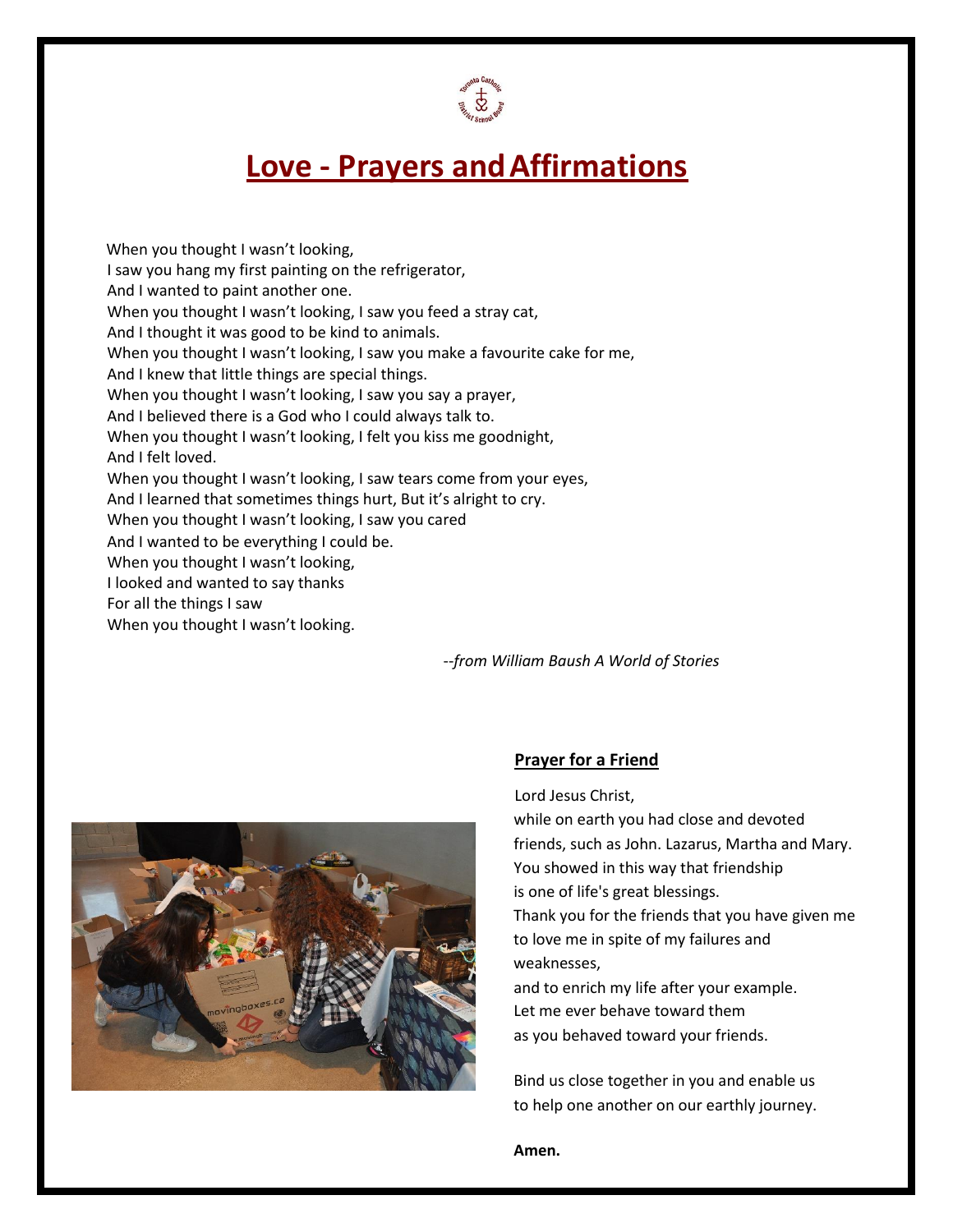# Love - Prayers and Affirmations

When you thought I wasn't looking,
I saw you hang my first painting on the refrigerator,
And I wanted to paint another one.
When you thought I wasn't looking, I saw you feed a stray cat,
And I thought it was good to be kind to animals.
When you thought I wasn't looking, I saw you make a favourite cake for me,
And I knew that little things are special things.
When you thought I wasn't looking, I saw you say a prayer,
And I believed there is a God who I could always talk to.
When you thought I wasn't looking, I felt you kiss me goodnight,
And I felt loved.
When you thought I wasn't looking, I saw tears come from your eyes,
And I learned that sometimes things hurt, But it's alright to cry.
When you thought I wasn't looking, I saw you cared
And I wanted to be everything I could be.
When you thought I wasn't looking,
I looked and wanted to say thanks
For all the things I saw
When you thought I wasn't looking.

*--from William Baush A World of Stories*

## Prayer for a Friend

Lord Jesus Christ,
while on earth you had close and devoted friends, such as John. Lazarus, Martha and Mary.
You showed in this way that friendship is one of life's great blessings.
Thank you for the friends that you have given me to love me in spite of my failures and weaknesses,
and to enrich my life after your example.
Let me ever behave toward them as you behaved toward your friends.

Bind us close together in you and enable us to help one another on our earthly journey.

**Amen.**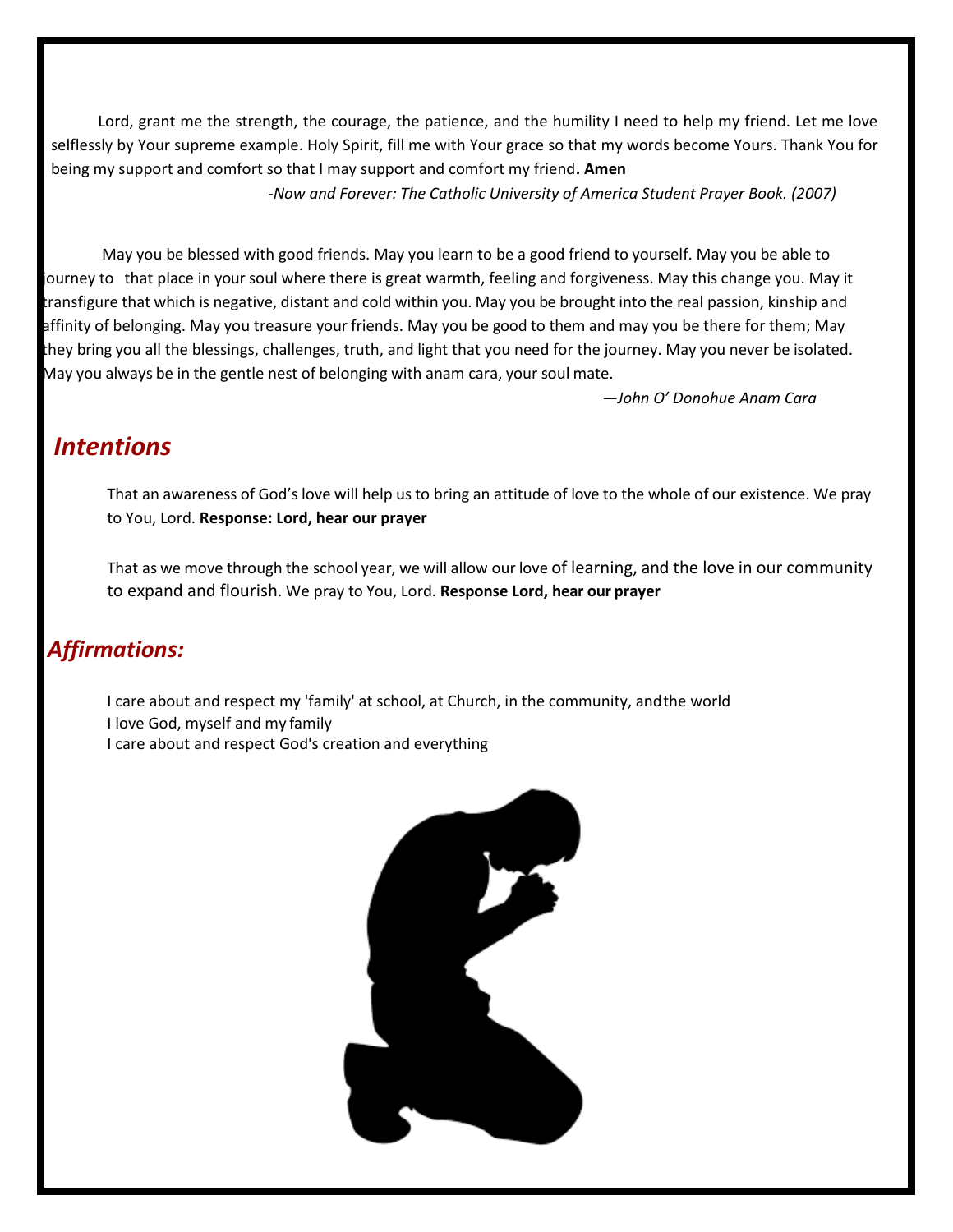Lord, grant me the strength, the courage, the patience, and the humility I need to help my friend. Let me love selflessly by Your supreme example. Holy Spirit, fill me with Your grace so that my words become Yours. Thank You for being my support and comfort so that I may support and comfort my friend**. Amen**

*-Now and Forever: The Catholic University of America Student Prayer Book. (2007)*

May you be blessed with good friends. May you learn to be a good friend to yourself. May you be able to journey to that place in your soul where there is great warmth, feeling and forgiveness. May this change you. May it transfigure that which is negative, distant and cold within you. May you be brought into the real passion, kinship and affinity of belonging. May you treasure your friends. May you be good to them and may you be there for them; May they bring you all the blessings, challenges, truth, and light that you need for the journey. May you never be isolated. May you always be in the gentle nest of belonging with anam cara, your soul mate.

*—John O' Donohue Anam Cara*

## *Intentions*

That an awareness of God's love will help us to bring an attitude of love to the whole of our existence. We pray to You, Lord. **Response: Lord, hear our prayer**

That as we move through the school year, we will allow our love of learning, and the love in our community to expand and flourish. We pray to You, Lord. **Response Lord, hear our prayer**

## *Affirmations:*

I care about and respect my 'family' at school, at Church, in the community, and the world
I love God, myself and my family
I care about and respect God's creation and everything